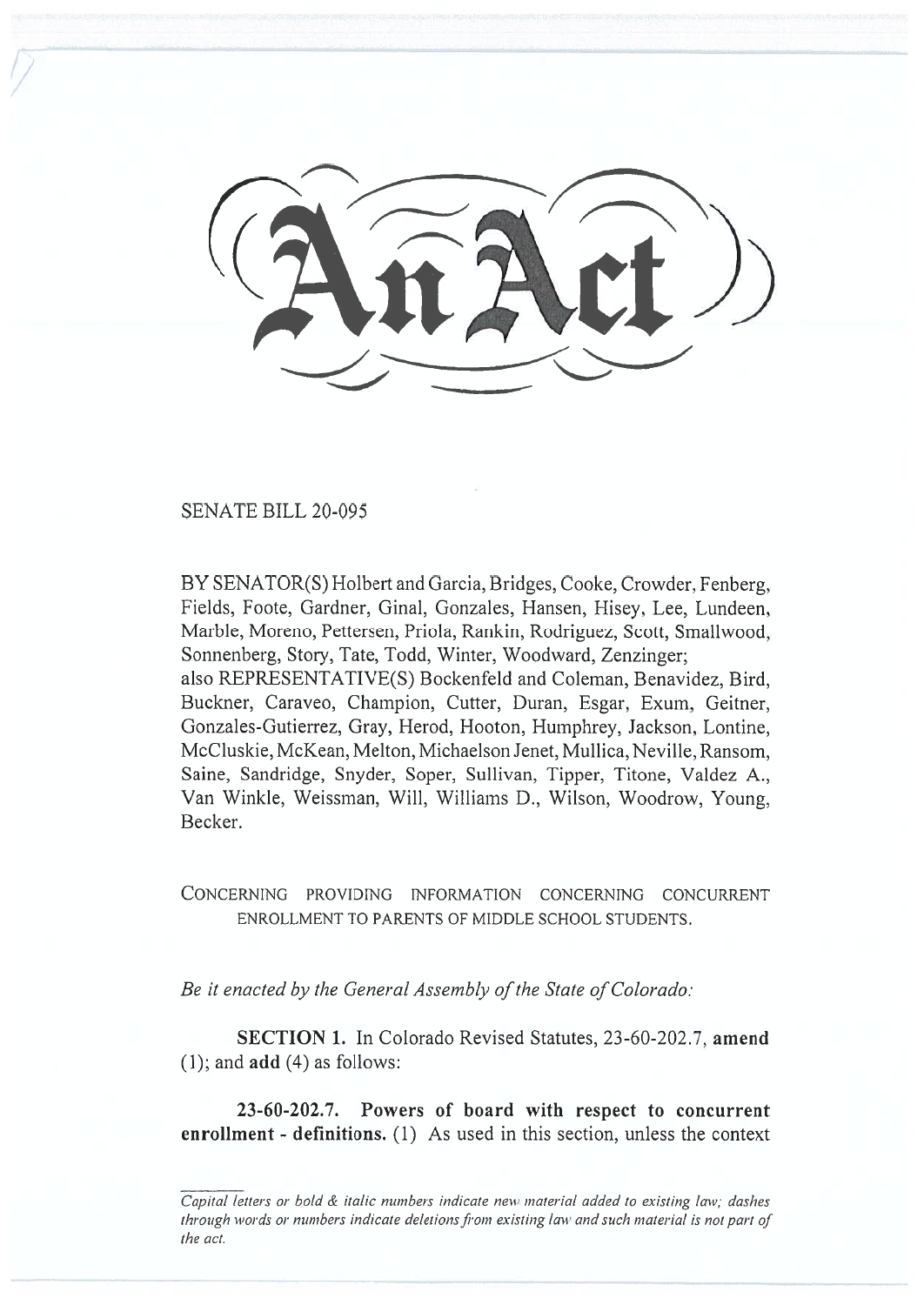SENATE BILL 20-095

BY SENATOR(S) Holbert and Garcia, Bridges, Cooke, Crowder, Fenberg, Fields, Foote, Gardner, Ginal, Gonzales, Hansen, Hisey, Lee, Lundeen, Marble, Moreno, Pettersen, Priola, Rankin, Rodriguez, Scott, Smallwood, Sonnenberg, Story, Tate, Todd, Winter, Woodward, Zenzinger;
also REPRESENTATIVE(S) Bockenfeld and Coleman, Benavidez, Bird, Buckner, Caraveo, Champion, Cutter, Duran, Esgar, Exum, Geitner, Gonzales-Gutierrez, Gray, Herod, Hooton, Humphrey, Jackson, Lontine, McCluskie, McKean, Melton, Michaelson Jenet, Mullica, Neville, Ransom, Saine, Sandridge, Snyder, Soper, Sullivan, Tipper, Titone, Valdez A., Van Winkle, Weissman, Will, Williams D., Wilson, Woodrow, Young, Becker.

CONCERNING PROVIDING INFORMATION CONCERNING CONCURRENT ENROLLMENT TO PARENTS OF MIDDLE SCHOOL STUDENTS.

*Be it enacted by the General Assembly of the State of Colorado:*

**SECTION 1.** In Colorado Revised Statutes, 23-60-202.7, **amend** (1); and **add** (4) as follows:

**23-60-202.7. Powers of board with respect to concurrent enrollment - definitions.** (1) As used in this section, unless the context

*Capital letters or bold & italic numbers indicate new material added to existing law; dashes through words or numbers indicate deletions from existing law and such material is not part of the act.*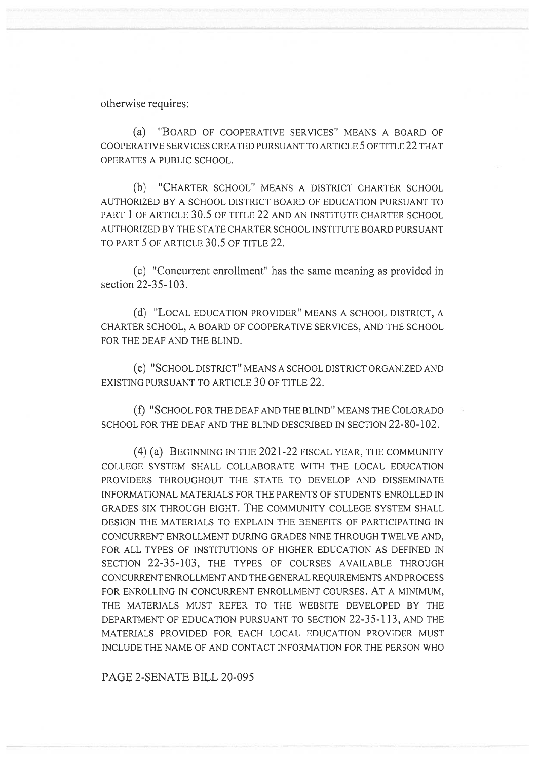otherwise requires:

(a) "BOARD OF COOPERATIVE SERVICES" MEANS A BOARD OF COOPERATIVE SERVICES CREATED PURSUANT TO ARTICLE 5 OF TITLE 22 THAT OPERATES A PUBLIC SCHOOL.

(b) "CHARTER SCHOOL" MEANS A DISTRICT CHARTER SCHOOL AUTHORIZED BY A SCHOOL DISTRICT BOARD OF EDUCATION PURSUANT TO PART 1 OF ARTICLE 30.5 OF TITLE 22 AND AN INSTITUTE CHARTER SCHOOL AUTHORIZED BY THE STATE CHARTER SCHOOL INSTITUTE BOARD PURSUANT TO PART 5 OF ARTICLE 30.5 OF TITLE 22.

(c) "Concurrent enrollment" has the same meaning as provided in section 22-35-103.

(d) "LOCAL EDUCATION PROVIDER" MEANS A SCHOOL DISTRICT, A CHARTER SCHOOL, A BOARD OF COOPERATIVE SERVICES, AND THE SCHOOL FOR THE DEAF AND THE BLIND.

(e) "SCHOOL DISTRICT" MEANS A SCHOOL DISTRICT ORGANIZED AND EXISTING PURSUANT TO ARTICLE 30 OF TITLE 22.

(f) "SCHOOL FOR THE DEAF AND THE BLIND" MEANS THE COLORADO SCHOOL FOR THE DEAF AND THE BLIND DESCRIBED IN SECTION 22-80-102.

(4) (a) BEGINNING IN THE 2021-22 FISCAL YEAR, THE COMMUNITY COLLEGE SYSTEM SHALL COLLABORATE WITH THE LOCAL EDUCATION PROVIDERS THROUGHOUT THE STATE TO DEVELOP AND DISSEMINATE INFORMATIONAL MATERIALS FOR THE PARENTS OF STUDENTS ENROLLED IN GRADES SIX THROUGH EIGHT. THE COMMUNITY COLLEGE SYSTEM SHALL DESIGN THE MATERIALS TO EXPLAIN THE BENEFITS OF PARTICIPATING IN CONCURRENT ENROLLMENT DURING GRADES NINE THROUGH TWELVE AND, FOR ALL TYPES OF INSTITUTIONS OF HIGHER EDUCATION AS DEFINED IN SECTION 22-35-103, THE TYPES OF COURSES AVAILABLE THROUGH CONCURRENT ENROLLMENT AND THE GENERAL REQUIREMENTS AND PROCESS FOR ENROLLING IN CONCURRENT ENROLLMENT COURSES. AT A MINIMUM, THE MATERIALS MUST REFER TO THE WEBSITE DEVELOPED BY THE DEPARTMENT OF EDUCATION PURSUANT TO SECTION 22-35-113, AND THE MATERIALS PROVIDED FOR EACH LOCAL EDUCATION PROVIDER MUST INCLUDE THE NAME OF AND CONTACT INFORMATION FOR THE PERSON WHO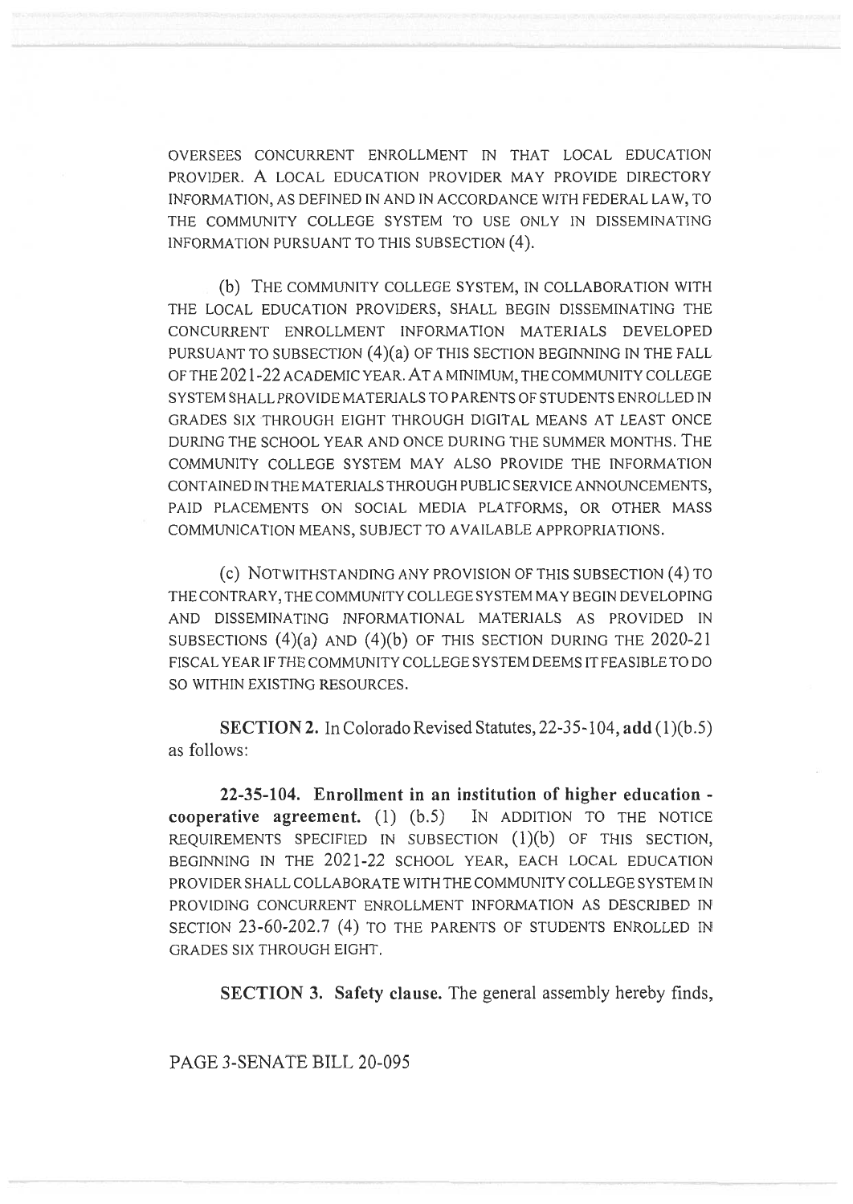OVERSEES CONCURRENT ENROLLMENT IN THAT LOCAL EDUCATION PROVIDER. A LOCAL EDUCATION PROVIDER MAY PROVIDE DIRECTORY INFORMATION, AS DEFINED IN AND IN ACCORDANCE WITH FEDERAL LAW, TO THE COMMUNITY COLLEGE SYSTEM TO USE ONLY IN DISSEMINATING INFORMATION PURSUANT TO THIS SUBSECTION (4).

(b) THE COMMUNITY COLLEGE SYSTEM, IN COLLABORATION WITH THE LOCAL EDUCATION PROVIDERS, SHALL BEGIN DISSEMINATING THE CONCURRENT ENROLLMENT INFORMATION MATERIALS DEVELOPED PURSUANT TO SUBSECTION (4)(a) OF THIS SECTION BEGINNING IN THE FALL OF THE 2021-22 ACADEMIC YEAR. AT A MINIMUM, THE COMMUNITY COLLEGE SYSTEM SHALL PROVIDE MATERIALS TO PARENTS OF STUDENTS ENROLLED IN GRADES SIX THROUGH EIGHT THROUGH DIGITAL MEANS AT LEAST ONCE DURING THE SCHOOL YEAR AND ONCE DURING THE SUMMER MONTHS. THE COMMUNITY COLLEGE SYSTEM MAY ALSO PROVIDE THE INFORMATION CONTAINED IN THE MATERIALS THROUGH PUBLIC SERVICE ANNOUNCEMENTS, PAID PLACEMENTS ON SOCIAL MEDIA PLATFORMS, OR OTHER MASS COMMUNICATION MEANS, SUBJECT TO AVAILABLE APPROPRIATIONS.

(c) NOTWITHSTANDING ANY PROVISION OF THIS SUBSECTION (4) TO THE CONTRARY, THE COMMUNITY COLLEGE SYSTEM MAY BEGIN DEVELOPING AND DISSEMINATING INFORMATIONAL MATERIALS AS PROVIDED IN SUBSECTIONS (4)(a) AND (4)(b) OF THIS SECTION DURING THE 2020-21 FISCAL YEAR IF THE COMMUNITY COLLEGE SYSTEM DEEMS IT FEASIBLE TO DO SO WITHIN EXISTING RESOURCES.

**SECTION 2.** In Colorado Revised Statutes, 22-35-104, **add** (1)(b.5) as follows:

**22-35-104. Enrollment in an institution of higher education - cooperative agreement.** (1) (b.5) IN ADDITION TO THE NOTICE REQUIREMENTS SPECIFIED IN SUBSECTION (1)(b) OF THIS SECTION, BEGINNING IN THE 2021-22 SCHOOL YEAR, EACH LOCAL EDUCATION PROVIDER SHALL COLLABORATE WITH THE COMMUNITY COLLEGE SYSTEM IN PROVIDING CONCURRENT ENROLLMENT INFORMATION AS DESCRIBED IN SECTION 23-60-202.7 (4) TO THE PARENTS OF STUDENTS ENROLLED IN GRADES SIX THROUGH EIGHT.

**SECTION 3. Safety clause.** The general assembly hereby finds,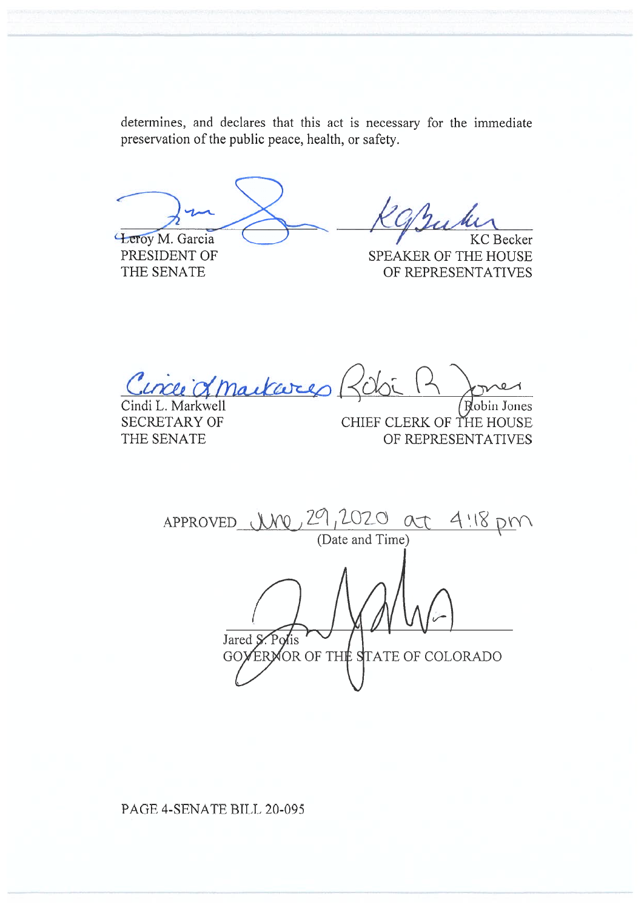determines, and declares that this act is necessary for the immediate preservation of the public peace, health, or safety.

| | |
|---|---|
| Leroy M. Garcia<br>PRESIDENT OF<br>THE SENATE | KC Becker<br>SPEAKER OF THE HOUSE<br>OF REPRESENTATIVES |
| Cindi L. Markwell<br>SECRETARY OF<br>THE SENATE | Robin Jones<br>CHIEF CLERK OF THE HOUSE<br>OF REPRESENTATIVES |

APPROVED June 29, 2020 at 4:18 pm
(Date and Time)

Jared S. Polis
GOVERNOR OF THE STATE OF COLORADO

PAGE 4-SENATE BILL 20-095